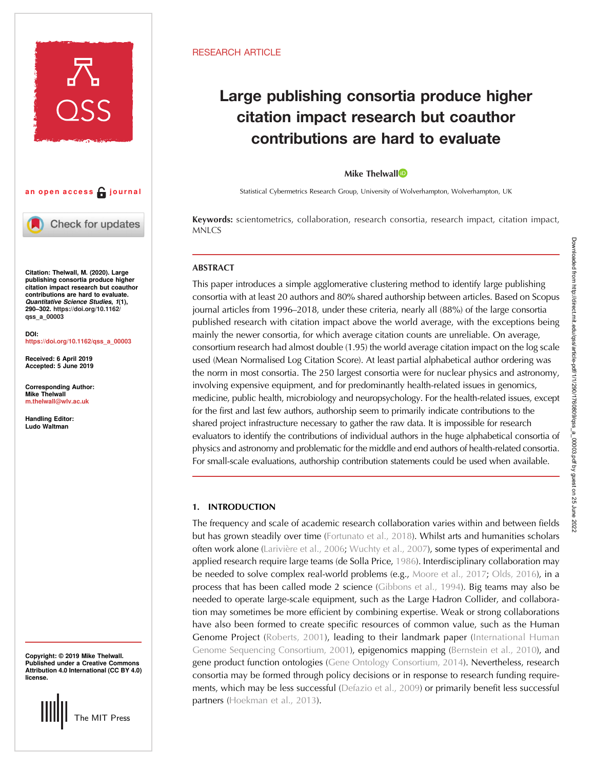RESEARCH ARTICLE

# Large publishing consortia produce higher citation impact research but coauthor contributions are hard to evaluate

**Mike Thelwall**

Statistical Cybermetrics Research Group, University of Wolverhampton, Wolverhampton, UK

an open access journal

**Citation:** Thelwall, M. (2020). Large publishing consortia produce higher citation impact research but coauthor contributions are hard to evaluate. *Quantitative Science Studies*, *1*(1), 290–302. https://doi.org/10.1162/qss_a_00003

**DOI:** https://doi.org/10.1162/qss_a_00003

**Received:** 6 April 2019
**Accepted:** 5 June 2019

**Corresponding Author:** Mike Thelwall m.thelwall@wlv.ac.uk

**Handling Editor:** Ludo Waltman

**Copyright:** © 2019 Mike Thelwall. Published under a Creative Commons Attribution 4.0 International (CC BY 4.0) license.

**Keywords:** scientometrics, collaboration, research consortia, research impact, citation impact, MNLCS

## ABSTRACT

This paper introduces a simple agglomerative clustering method to identify large publishing consortia with at least 20 authors and 80% shared authorship between articles. Based on Scopus journal articles from 1996–2018, under these criteria, nearly all (88%) of the large consortia published research with citation impact above the world average, with the exceptions being mainly the newer consortia, for which average citation counts are unreliable. On average, consortium research had almost double (1.95) the world average citation impact on the log scale used (Mean Normalised Log Citation Score). At least partial alphabetical author ordering was the norm in most consortia. The 250 largest consortia were for nuclear physics and astronomy, involving expensive equipment, and for predominantly health-related issues in genomics, medicine, public health, microbiology and neuropsychology. For the health-related issues, except for the first and last few authors, authorship seem to primarily indicate contributions to the shared project infrastructure necessary to gather the raw data. It is impossible for research evaluators to identify the contributions of individual authors in the huge alphabetical consortia of physics and astronomy and problematic for the middle and end authors of health-related consortia. For small-scale evaluations, authorship contribution statements could be used when available.

## 1. INTRODUCTION

The frequency and scale of academic research collaboration varies within and between fields but has grown steadily over time (Fortunato et al., 2018). Whilst arts and humanities scholars often work alone (Larivière et al., 2006; Wuchty et al., 2007), some types of experimental and applied research require large teams (de Solla Price, 1986). Interdisciplinary collaboration may be needed to solve complex real-world problems (e.g., Moore et al., 2017; Olds, 2016), in a process that has been called mode 2 science (Gibbons et al., 1994). Big teams may also be needed to operate large-scale equipment, such as the Large Hadron Collider, and collaboration may sometimes be more efficient by combining expertise. Weak or strong collaborations have also been formed to create specific resources of common value, such as the Human Genome Project (Roberts, 2001), leading to their landmark paper (International Human Genome Sequencing Consortium, 2001), epigenomics mapping (Bernstein et al., 2010), and gene product function ontologies (Gene Ontology Consortium, 2014). Nevertheless, research consortia may be formed through policy decisions or in response to research funding requirements, which may be less successful (Defazio et al., 2009) or primarily benefit less successful partners (Hoekman et al., 2013).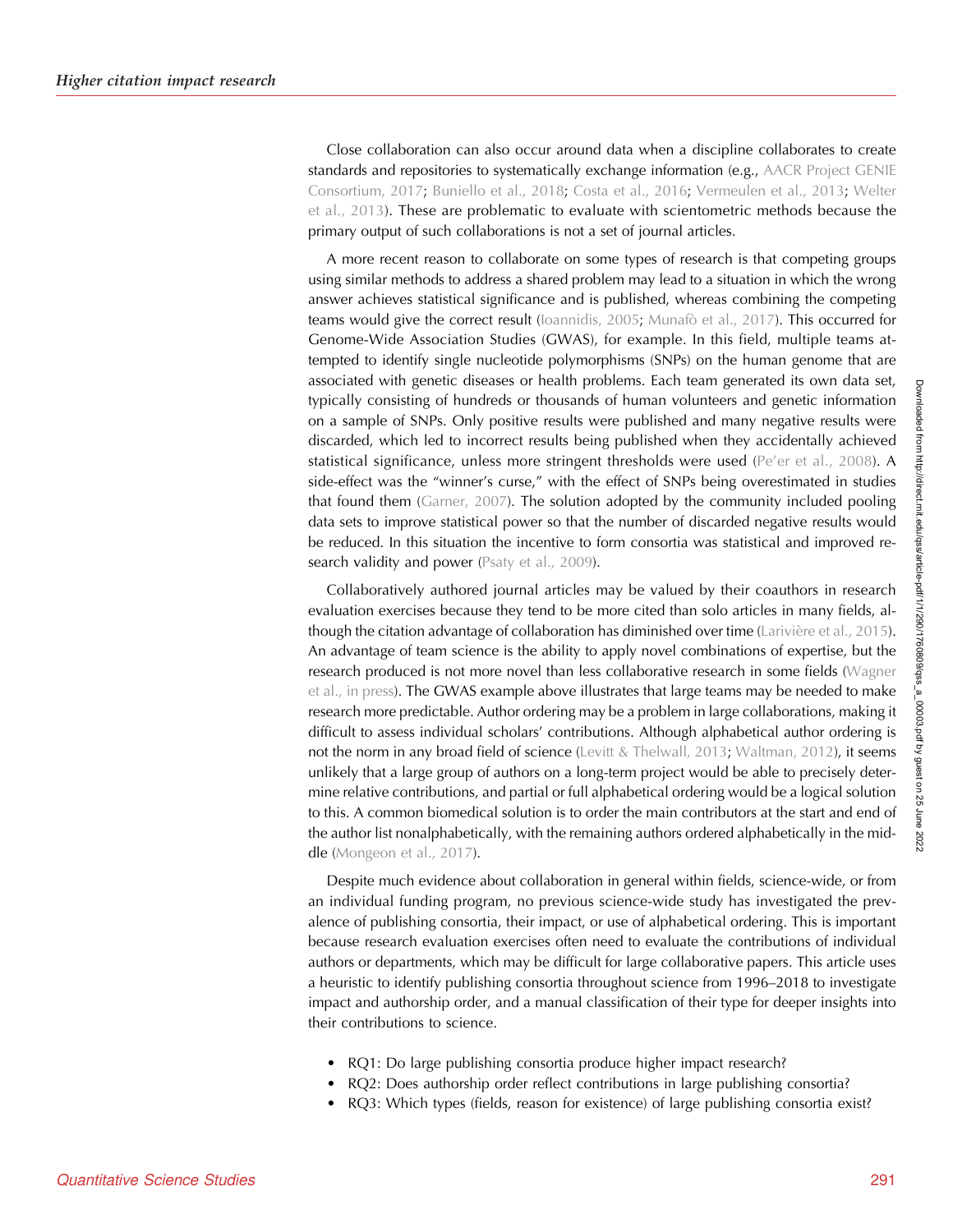Close collaboration can also occur around data when a discipline collaborates to create standards and repositories to systematically exchange information (e.g., AACR Project GENIE Consortium, 2017; Buniello et al., 2018; Costa et al., 2016; Vermeulen et al., 2013; Welter et al., 2013). These are problematic to evaluate with scientometric methods because the primary output of such collaborations is not a set of journal articles.

A more recent reason to collaborate on some types of research is that competing groups using similar methods to address a shared problem may lead to a situation in which the wrong answer achieves statistical significance and is published, whereas combining the competing teams would give the correct result (Ioannidis, 2005; Munafò et al., 2017). This occurred for Genome-Wide Association Studies (GWAS), for example. In this field, multiple teams attempted to identify single nucleotide polymorphisms (SNPs) on the human genome that are associated with genetic diseases or health problems. Each team generated its own data set, typically consisting of hundreds or thousands of human volunteers and genetic information on a sample of SNPs. Only positive results were published and many negative results were discarded, which led to incorrect results being published when they accidentally achieved statistical significance, unless more stringent thresholds were used (Pe'er et al., 2008). A side-effect was the "winner's curse," with the effect of SNPs being overestimated in studies that found them (Garner, 2007). The solution adopted by the community included pooling data sets to improve statistical power so that the number of discarded negative results would be reduced. In this situation the incentive to form consortia was statistical and improved research validity and power (Psaty et al., 2009).

Collaboratively authored journal articles may be valued by their coauthors in research evaluation exercises because they tend to be more cited than solo articles in many fields, although the citation advantage of collaboration has diminished over time (Larivière et al., 2015). An advantage of team science is the ability to apply novel combinations of expertise, but the research produced is not more novel than less collaborative research in some fields (Wagner et al., in press). The GWAS example above illustrates that large teams may be needed to make research more predictable. Author ordering may be a problem in large collaborations, making it difficult to assess individual scholars' contributions. Although alphabetical author ordering is not the norm in any broad field of science (Levitt & Thelwall, 2013; Waltman, 2012), it seems unlikely that a large group of authors on a long-term project would be able to precisely determine relative contributions, and partial or full alphabetical ordering would be a logical solution to this. A common biomedical solution is to order the main contributors at the start and end of the author list nonalphabetically, with the remaining authors ordered alphabetically in the middle (Mongeon et al., 2017).

Despite much evidence about collaboration in general within fields, science-wide, or from an individual funding program, no previous science-wide study has investigated the prevalence of publishing consortia, their impact, or use of alphabetical ordering. This is important because research evaluation exercises often need to evaluate the contributions of individual authors or departments, which may be difficult for large collaborative papers. This article uses a heuristic to identify publishing consortia throughout science from 1996–2018 to investigate impact and authorship order, and a manual classification of their type for deeper insights into their contributions to science.

- RQ1: Do large publishing consortia produce higher impact research?
- RQ2: Does authorship order reflect contributions in large publishing consortia?
- RQ3: Which types (fields, reason for existence) of large publishing consortia exist?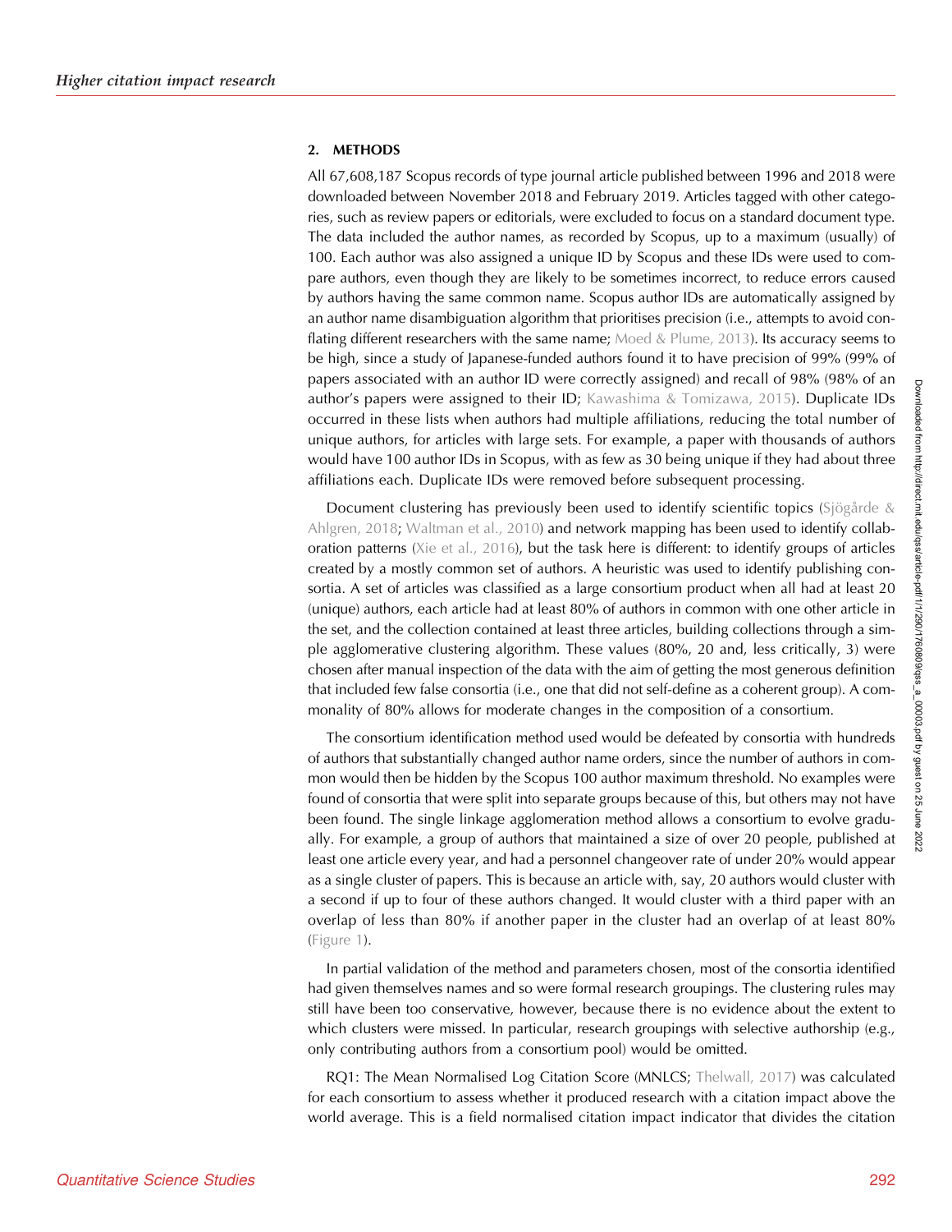## 2. METHODS

All 67,608,187 Scopus records of type journal article published between 1996 and 2018 were downloaded between November 2018 and February 2019. Articles tagged with other categories, such as review papers or editorials, were excluded to focus on a standard document type. The data included the author names, as recorded by Scopus, up to a maximum (usually) of 100. Each author was also assigned a unique ID by Scopus and these IDs were used to compare authors, even though they are likely to be sometimes incorrect, to reduce errors caused by authors having the same common name. Scopus author IDs are automatically assigned by an author name disambiguation algorithm that prioritises precision (i.e., attempts to avoid conflating different researchers with the same name; Moed & Plume, 2013). Its accuracy seems to be high, since a study of Japanese-funded authors found it to have precision of 99% (99% of papers associated with an author ID were correctly assigned) and recall of 98% (98% of an author's papers were assigned to their ID; Kawashima & Tomizawa, 2015). Duplicate IDs occurred in these lists when authors had multiple affiliations, reducing the total number of unique authors, for articles with large sets. For example, a paper with thousands of authors would have 100 author IDs in Scopus, with as few as 30 being unique if they had about three affiliations each. Duplicate IDs were removed before subsequent processing.

Document clustering has previously been used to identify scientific topics (Sjögårde & Ahlgren, 2018; Waltman et al., 2010) and network mapping has been used to identify collaboration patterns (Xie et al., 2016), but the task here is different: to identify groups of articles created by a mostly common set of authors. A heuristic was used to identify publishing consortia. A set of articles was classified as a large consortium product when all had at least 20 (unique) authors, each article had at least 80% of authors in common with one other article in the set, and the collection contained at least three articles, building collections through a simple agglomerative clustering algorithm. These values (80%, 20 and, less critically, 3) were chosen after manual inspection of the data with the aim of getting the most generous definition that included few false consortia (i.e., one that did not self-define as a coherent group). A commonality of 80% allows for moderate changes in the composition of a consortium.

The consortium identification method used would be defeated by consortia with hundreds of authors that substantially changed author name orders, since the number of authors in common would then be hidden by the Scopus 100 author maximum threshold. No examples were found of consortia that were split into separate groups because of this, but others may not have been found. The single linkage agglomeration method allows a consortium to evolve gradually. For example, a group of authors that maintained a size of over 20 people, published at least one article every year, and had a personnel changeover rate of under 20% would appear as a single cluster of papers. This is because an article with, say, 20 authors would cluster with a second if up to four of these authors changed. It would cluster with a third paper with an overlap of less than 80% if another paper in the cluster had an overlap of at least 80% (Figure 1).

In partial validation of the method and parameters chosen, most of the consortia identified had given themselves names and so were formal research groupings. The clustering rules may still have been too conservative, however, because there is no evidence about the extent to which clusters were missed. In particular, research groupings with selective authorship (e.g., only contributing authors from a consortium pool) would be omitted.

RQ1: The Mean Normalised Log Citation Score (MNLCS; Thelwall, 2017) was calculated for each consortium to assess whether it produced research with a citation impact above the world average. This is a field normalised citation impact indicator that divides the citation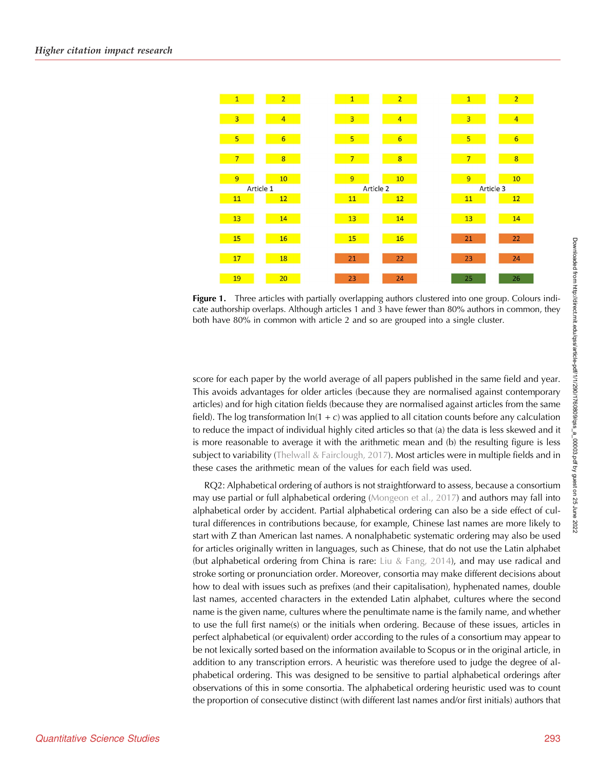Figure 1. Three articles with partially overlapping authors clustered into one group. Colours indicate authorship overlaps. Although articles 1 and 3 have fewer than 80% authors in common, they both have 80% in common with article 2 and so are grouped into a single cluster.

score for each paper by the world average of all papers published in the same field and year. This avoids advantages for older articles (because they are normalised against contemporary articles) and for high citation fields (because they are normalised against articles from the same field). The log transformation $\ln(1 + c)$ was applied to all citation counts before any calculation to reduce the impact of individual highly cited articles so that (a) the data is less skewed and it is more reasonable to average it with the arithmetic mean and (b) the resulting figure is less subject to variability (Thelwall & Fairclough, 2017). Most articles were in multiple fields and in these cases the arithmetic mean of the values for each field was used.

RQ2: Alphabetical ordering of authors is not straightforward to assess, because a consortium may use partial or full alphabetical ordering (Mongeon et al., 2017) and authors may fall into alphabetical order by accident. Partial alphabetical ordering can also be a side effect of cultural differences in contributions because, for example, Chinese last names are more likely to start with Z than American last names. A nonalphabetic systematic ordering may also be used for articles originally written in languages, such as Chinese, that do not use the Latin alphabet (but alphabetical ordering from China is rare: Liu & Fang, 2014), and may use radical and stroke sorting or pronunciation order. Moreover, consortia may make different decisions about how to deal with issues such as prefixes (and their capitalisation), hyphenated names, double last names, accented characters in the extended Latin alphabet, cultures where the second name is the given name, cultures where the penultimate name is the family name, and whether to use the full first name(s) or the initials when ordering. Because of these issues, articles in perfect alphabetical (or equivalent) order according to the rules of a consortium may appear to be not lexically sorted based on the information available to Scopus or in the original article, in addition to any transcription errors. A heuristic was therefore used to judge the degree of alphabetical ordering. This was designed to be sensitive to partial alphabetical orderings after observations of this in some consortia. The alphabetical ordering heuristic used was to count the proportion of consecutive distinct (with different last names and/or first initials) authors that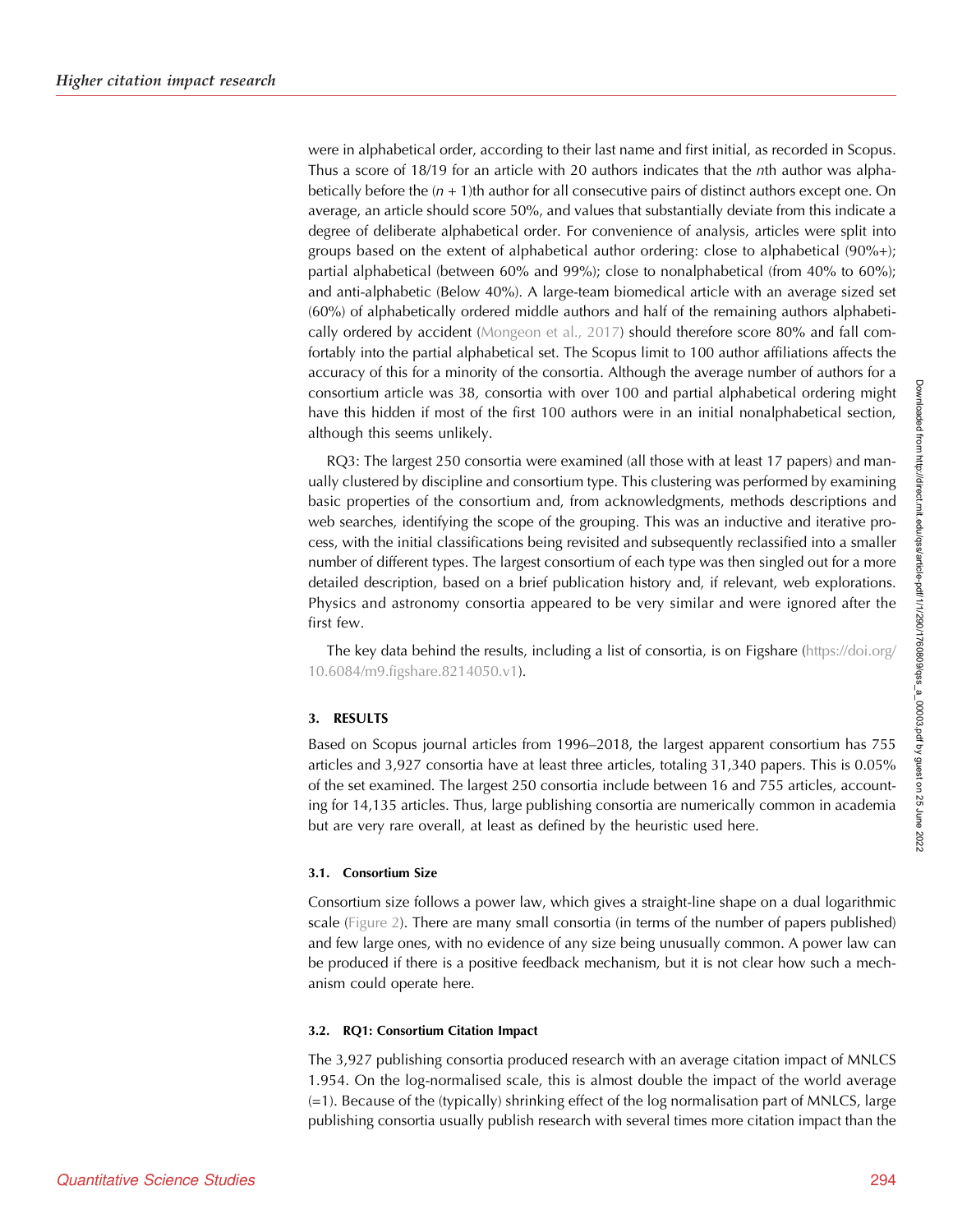were in alphabetical order, according to their last name and first initial, as recorded in Scopus. Thus a score of 18/19 for an article with 20 authors indicates that the *n*th author was alphabetically before the $(n + 1)$th author for all consecutive pairs of distinct authors except one. On average, an article should score 50%, and values that substantially deviate from this indicate a degree of deliberate alphabetical order. For convenience of analysis, articles were split into groups based on the extent of alphabetical author ordering: close to alphabetical (90%+); partial alphabetical (between 60% and 99%); close to nonalphabetical (from 40% to 60%); and anti-alphabetic (Below 40%). A large-team biomedical article with an average sized set (60%) of alphabetically ordered middle authors and half of the remaining authors alphabetically ordered by accident (Mongeon et al., 2017) should therefore score 80% and fall comfortably into the partial alphabetical set. The Scopus limit to 100 author affiliations affects the accuracy of this for a minority of the consortia. Although the average number of authors for a consortium article was 38, consortia with over 100 and partial alphabetical ordering might have this hidden if most of the first 100 authors were in an initial nonalphabetical section, although this seems unlikely.

RQ3: The largest 250 consortia were examined (all those with at least 17 papers) and manually clustered by discipline and consortium type. This clustering was performed by examining basic properties of the consortium and, from acknowledgments, methods descriptions and web searches, identifying the scope of the grouping. This was an inductive and iterative process, with the initial classifications being revisited and subsequently reclassified into a smaller number of different types. The largest consortium of each type was then singled out for a more detailed description, based on a brief publication history and, if relevant, web explorations. Physics and astronomy consortia appeared to be very similar and were ignored after the first few.

The key data behind the results, including a list of consortia, is on Figshare (https://doi.org/10.6084/m9.figshare.8214050.v1).

## 3. RESULTS

Based on Scopus journal articles from 1996–2018, the largest apparent consortium has 755 articles and 3,927 consortia have at least three articles, totaling 31,340 papers. This is 0.05% of the set examined. The largest 250 consortia include between 16 and 755 articles, accounting for 14,135 articles. Thus, large publishing consortia are numerically common in academia but are very rare overall, at least as defined by the heuristic used here.

### 3.1. Consortium Size

Consortium size follows a power law, which gives a straight-line shape on a dual logarithmic scale (Figure 2). There are many small consortia (in terms of the number of papers published) and few large ones, with no evidence of any size being unusually common. A power law can be produced if there is a positive feedback mechanism, but it is not clear how such a mechanism could operate here.

### 3.2. RQ1: Consortium Citation Impact

The 3,927 publishing consortia produced research with an average citation impact of MNLCS 1.954. On the log-normalised scale, this is almost double the impact of the world average (=1). Because of the (typically) shrinking effect of the log normalisation part of MNLCS, large publishing consortia usually publish research with several times more citation impact than the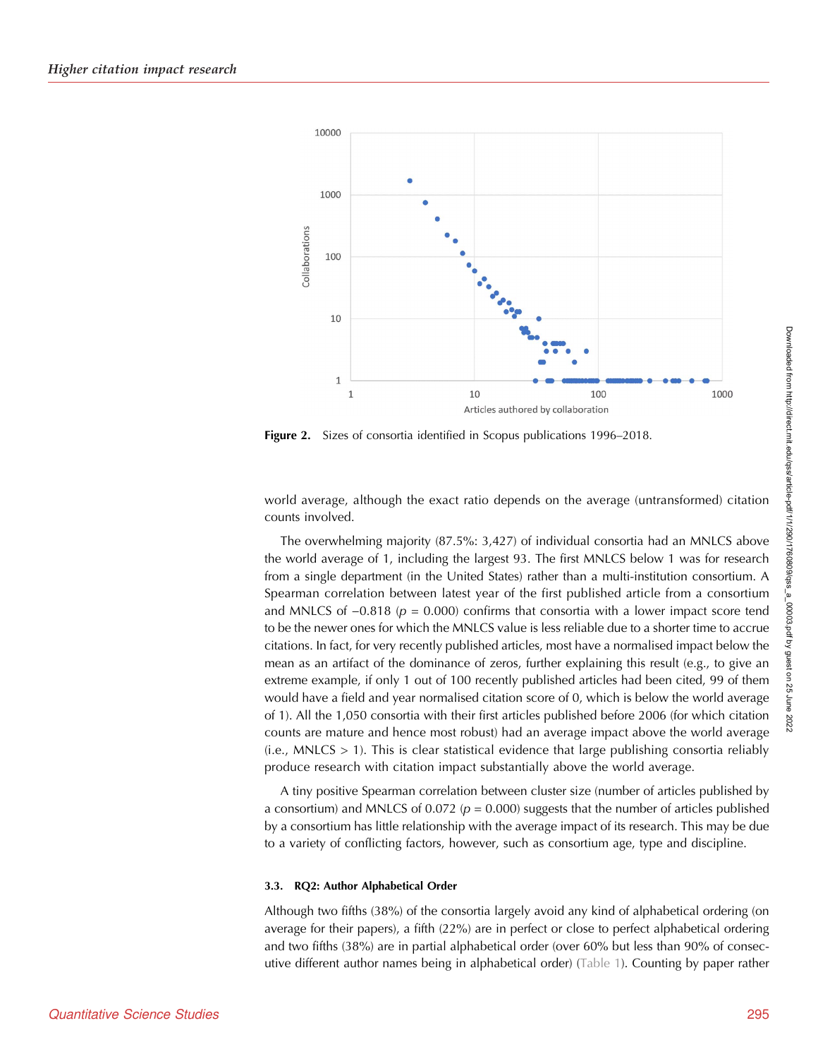Figure 2. Sizes of consortia identified in Scopus publications 1996–2018.

world average, although the exact ratio depends on the average (untransformed) citation counts involved.

The overwhelming majority (87.5%: 3,427) of individual consortia had an MNLCS above the world average of 1, including the largest 93. The first MNLCS below 1 was for research from a single department (in the United States) rather than a multi-institution consortium. A Spearman correlation between latest year of the first published article from a consortium and MNLCS of −0.818 ($p$ = 0.000) confirms that consortia with a lower impact score tend to be the newer ones for which the MNLCS value is less reliable due to a shorter time to accrue citations. In fact, for very recently published articles, most have a normalised impact below the mean as an artifact of the dominance of zeros, further explaining this result (e.g., to give an extreme example, if only 1 out of 100 recently published articles had been cited, 99 of them would have a field and year normalised citation score of 0, which is below the world average of 1). All the 1,050 consortia with their first articles published before 2006 (for which citation counts are mature and hence most robust) had an average impact above the world average (i.e., MNLCS > 1). This is clear statistical evidence that large publishing consortia reliably produce research with citation impact substantially above the world average.

A tiny positive Spearman correlation between cluster size (number of articles published by a consortium) and MNLCS of 0.072 ($p$ = 0.000) suggests that the number of articles published by a consortium has little relationship with the average impact of its research. This may be due to a variety of conflicting factors, however, such as consortium age, type and discipline.

### 3.3. RQ2: Author Alphabetical Order

Although two fifths (38%) of the consortia largely avoid any kind of alphabetical ordering (on average for their papers), a fifth (22%) are in perfect or close to perfect alphabetical ordering and two fifths (38%) are in partial alphabetical order (over 60% but less than 90% of consecutive different author names being in alphabetical order) (Table 1). Counting by paper rather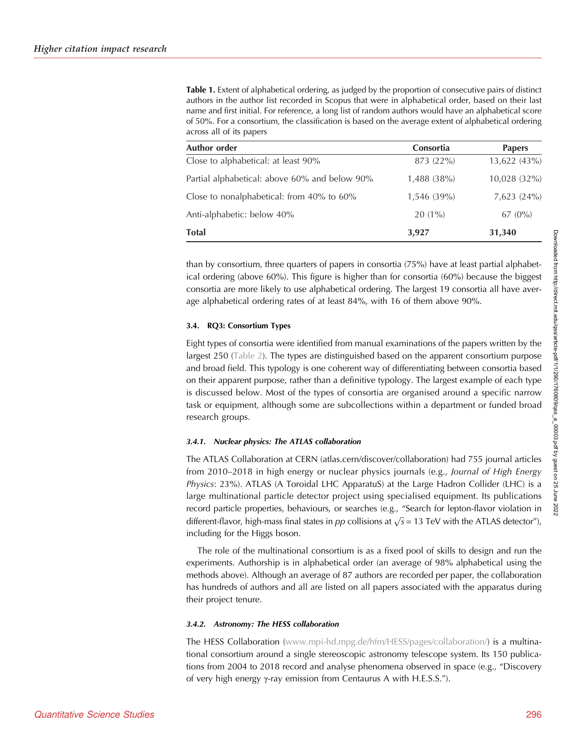**Table 1.** Extent of alphabetical ordering, as judged by the proportion of consecutive pairs of distinct authors in the author list recorded in Scopus that were in alphabetical order, based on their last name and first initial. For reference, a long list of random authors would have an alphabetical score of 50%. For a consortium, the classification is based on the average extent of alphabetical ordering across all of its papers

| Author order | Consortia | Papers |
|---|---|---|
| Close to alphabetical: at least 90% | 873 (22%) | 13,622 (43%) |
| Partial alphabetical: above 60% and below 90% | 1,488 (38%) | 10,028 (32%) |
| Close to nonalphabetical: from 40% to 60% | 1,546 (39%) | 7,623 (24%) |
| Anti-alphabetic: below 40% | 20 (1%) | 67 (0%) |
| **Total** | **3,927** | **31,340** |

than by consortium, three quarters of papers in consortia (75%) have at least partial alphabetical ordering (above 60%). This figure is higher than for consortia (60%) because the biggest consortia are more likely to use alphabetical ordering. The largest 19 consortia all have average alphabetical ordering rates of at least 84%, with 16 of them above 90%.

### 3.4. RQ3: Consortium Types

Eight types of consortia were identified from manual examinations of the papers written by the largest 250 (Table 2). The types are distinguished based on the apparent consortium purpose and broad field. This typology is one coherent way of differentiating between consortia based on their apparent purpose, rather than a definitive typology. The largest example of each type is discussed below. Most of the types of consortia are organised around a specific narrow task or equipment, although some are subcollections within a department or funded broad research groups.

#### 3.4.1. Nuclear physics: The ATLAS collaboration

The ATLAS Collaboration at CERN (atlas.cern/discover/collaboration) had 755 journal articles from 2010–2018 in high energy or nuclear physics journals (e.g., *Journal of High Energy Physics*: 23%). ATLAS (A Toroidal LHC ApparatuS) at the Large Hadron Collider (LHC) is a large multinational particle detector project using specialised equipment. Its publications record particle properties, behaviours, or searches (e.g., "Search for lepton-flavor violation in different-flavor, high-mass final states in *pp* collisions at $\sqrt{s} = 13$ TeV with the ATLAS detector"), including for the Higgs boson.

The role of the multinational consortium is as a fixed pool of skills to design and run the experiments. Authorship is in alphabetical order (an average of 98% alphabetical using the methods above). Although an average of 87 authors are recorded per paper, the collaboration has hundreds of authors and all are listed on all papers associated with the apparatus during their project tenure.

#### 3.4.2. Astronomy: The HESS collaboration

The HESS Collaboration (www.mpi-hd.mpg.de/hfm/HESS/pages/collaboration/) is a multinational consortium around a single stereoscopic astronomy telescope system. Its 150 publications from 2004 to 2018 record and analyse phenomena observed in space (e.g., "Discovery of very high energy $\gamma$-ray emission from Centaurus A with H.E.S.S.").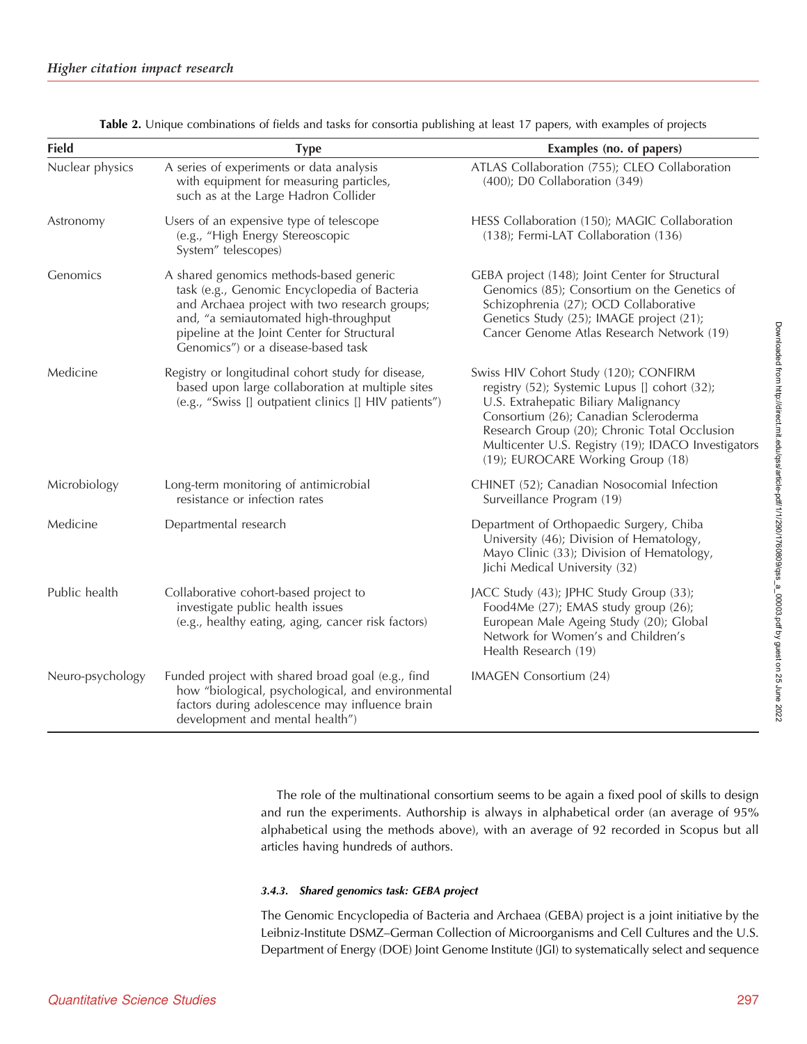**Table 2.** Unique combinations of fields and tasks for consortia publishing at least 17 papers, with examples of projects

| Field | Type | Examples (no. of papers) |
|---|---|---|
| Nuclear physics | A series of experiments or data analysis with equipment for measuring particles, such as at the Large Hadron Collider | ATLAS Collaboration (755); CLEO Collaboration (400); D0 Collaboration (349) |
| Astronomy | Users of an expensive type of telescope (e.g., "High Energy Stereoscopic System" telescopes) | HESS Collaboration (150); MAGIC Collaboration (138); Fermi-LAT Collaboration (136) |
| Genomics | A shared genomics methods-based generic task (e.g., Genomic Encyclopedia of Bacteria and Archaea project with two research groups; and, "a semiautomated high-throughput pipeline at the Joint Center for Structural Genomics") or a disease-based task | GEBA project (148); Joint Center for Structural Genomics (85); Consortium on the Genetics of Schizophrenia (27); OCD Collaborative Genetics Study (25); IMAGE project (21); Cancer Genome Atlas Research Network (19) |
| Medicine | Registry or longitudinal cohort study for disease, based upon large collaboration at multiple sites (e.g., "Swiss [] outpatient clinics [] HIV patients") | Swiss HIV Cohort Study (120); CONFIRM registry (52); Systemic Lupus [] cohort (32); U.S. Extrahepatic Biliary Malignancy Consortium (26); Canadian Scleroderma Research Group (20); Chronic Total Occlusion Multicenter U.S. Registry (19); IDACO Investigators (19); EUROCARE Working Group (18) |
| Microbiology | Long-term monitoring of antimicrobial resistance or infection rates | CHINET (52); Canadian Nosocomial Infection Surveillance Program (19) |
| Medicine | Departmental research | Department of Orthopaedic Surgery, Chiba University (46); Division of Hematology, Mayo Clinic (33); Division of Hematology, Jichi Medical University (32) |
| Public health | Collaborative cohort-based project to investigate public health issues (e.g., healthy eating, aging, cancer risk factors) | JACC Study (43); JPHC Study Group (33); Food4Me (27); EMAS study group (26); European Male Ageing Study (20); Global Network for Women's and Children's Health Research (19) |
| Neuro-psychology | Funded project with shared broad goal (e.g., find how "biological, psychological, and environmental factors during adolescence may influence brain development and mental health") | IMAGEN Consortium (24) |

The role of the multinational consortium seems to be again a fixed pool of skills to design and run the experiments. Authorship is always in alphabetical order (an average of 95% alphabetical using the methods above), with an average of 92 recorded in Scopus but all articles having hundreds of authors.

#### 3.4.3. *Shared genomics task: GEBA project*

The Genomic Encyclopedia of Bacteria and Archaea (GEBA) project is a joint initiative by the Leibniz-Institute DSMZ–German Collection of Microorganisms and Cell Cultures and the U.S. Department of Energy (DOE) Joint Genome Institute (JGI) to systematically select and sequence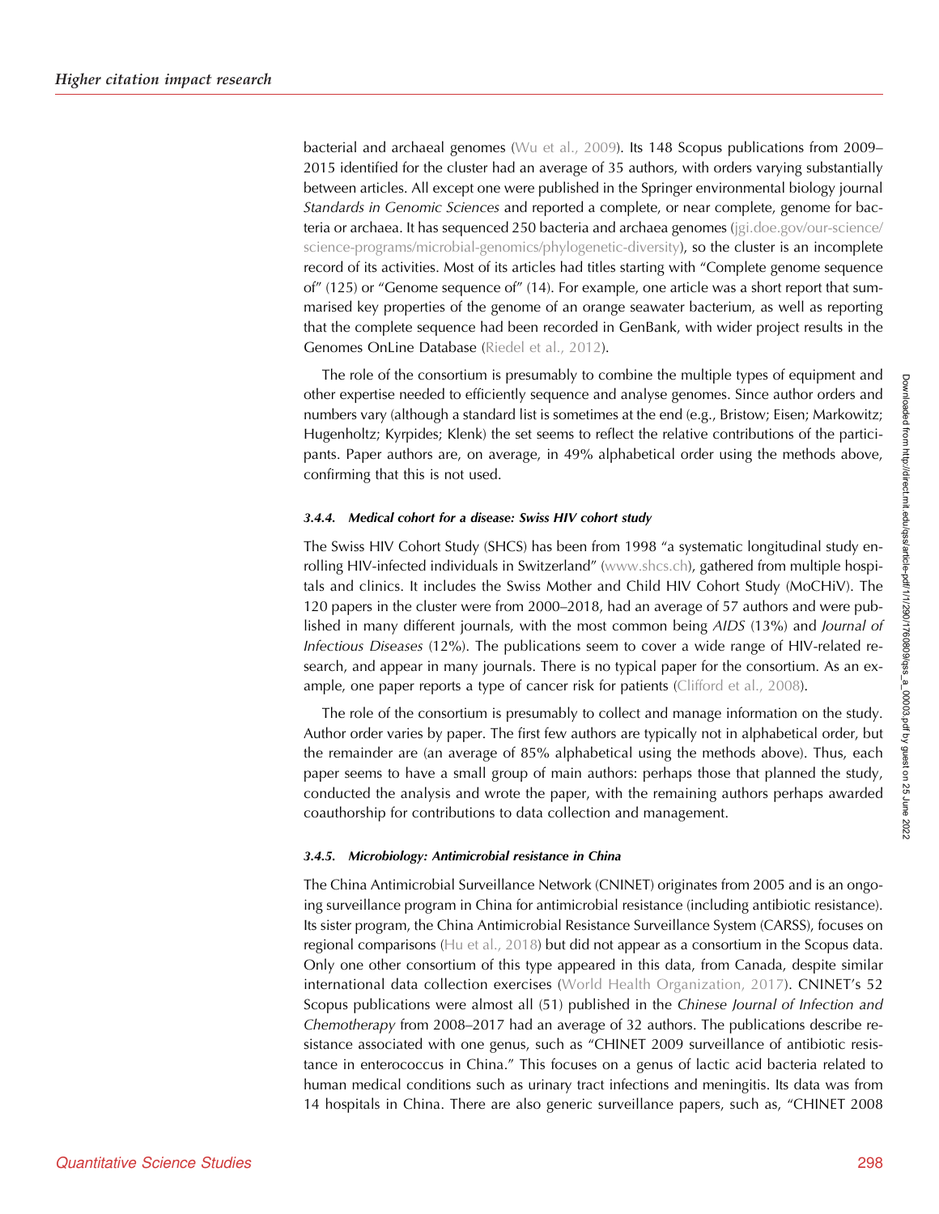bacterial and archaeal genomes (Wu et al., 2009). Its 148 Scopus publications from 2009–2015 identified for the cluster had an average of 35 authors, with orders varying substantially between articles. All except one were published in the Springer environmental biology journal *Standards in Genomic Sciences* and reported a complete, or near complete, genome for bacteria or archaea. It has sequenced 250 bacteria and archaea genomes (jgi.doe.gov/our-science/science-programs/microbial-genomics/phylogenetic-diversity), so the cluster is an incomplete record of its activities. Most of its articles had titles starting with "Complete genome sequence of" (125) or "Genome sequence of" (14). For example, one article was a short report that summarised key properties of the genome of an orange seawater bacterium, as well as reporting that the complete sequence had been recorded in GenBank, with wider project results in the Genomes OnLine Database (Riedel et al., 2012).

The role of the consortium is presumably to combine the multiple types of equipment and other expertise needed to efficiently sequence and analyse genomes. Since author orders and numbers vary (although a standard list is sometimes at the end (e.g., Bristow; Eisen; Markowitz; Hugenholtz; Kyrpides; Klenk) the set seems to reflect the relative contributions of the participants. Paper authors are, on average, in 49% alphabetical order using the methods above, confirming that this is not used.

#### 3.4.4. Medical cohort for a disease: Swiss HIV cohort study

The Swiss HIV Cohort Study (SHCS) has been from 1998 "a systematic longitudinal study enrolling HIV-infected individuals in Switzerland" (www.shcs.ch), gathered from multiple hospitals and clinics. It includes the Swiss Mother and Child HIV Cohort Study (MoCHiV). The 120 papers in the cluster were from 2000–2018, had an average of 57 authors and were published in many different journals, with the most common being *AIDS* (13%) and *Journal of Infectious Diseases* (12%). The publications seem to cover a wide range of HIV-related research, and appear in many journals. There is no typical paper for the consortium. As an example, one paper reports a type of cancer risk for patients (Clifford et al., 2008).

The role of the consortium is presumably to collect and manage information on the study. Author order varies by paper. The first few authors are typically not in alphabetical order, but the remainder are (an average of 85% alphabetical using the methods above). Thus, each paper seems to have a small group of main authors: perhaps those that planned the study, conducted the analysis and wrote the paper, with the remaining authors perhaps awarded coauthorship for contributions to data collection and management.

#### 3.4.5. Microbiology: Antimicrobial resistance in China

The China Antimicrobial Surveillance Network (CNINET) originates from 2005 and is an ongoing surveillance program in China for antimicrobial resistance (including antibiotic resistance). Its sister program, the China Antimicrobial Resistance Surveillance System (CARSS), focuses on regional comparisons (Hu et al., 2018) but did not appear as a consortium in the Scopus data. Only one other consortium of this type appeared in this data, from Canada, despite similar international data collection exercises (World Health Organization, 2017). CNINET's 52 Scopus publications were almost all (51) published in the *Chinese Journal of Infection and Chemotherapy* from 2008–2017 had an average of 32 authors. The publications describe resistance associated with one genus, such as "CHINET 2009 surveillance of antibiotic resistance in enterococcus in China." This focuses on a genus of lactic acid bacteria related to human medical conditions such as urinary tract infections and meningitis. Its data was from 14 hospitals in China. There are also generic surveillance papers, such as, "CHINET 2008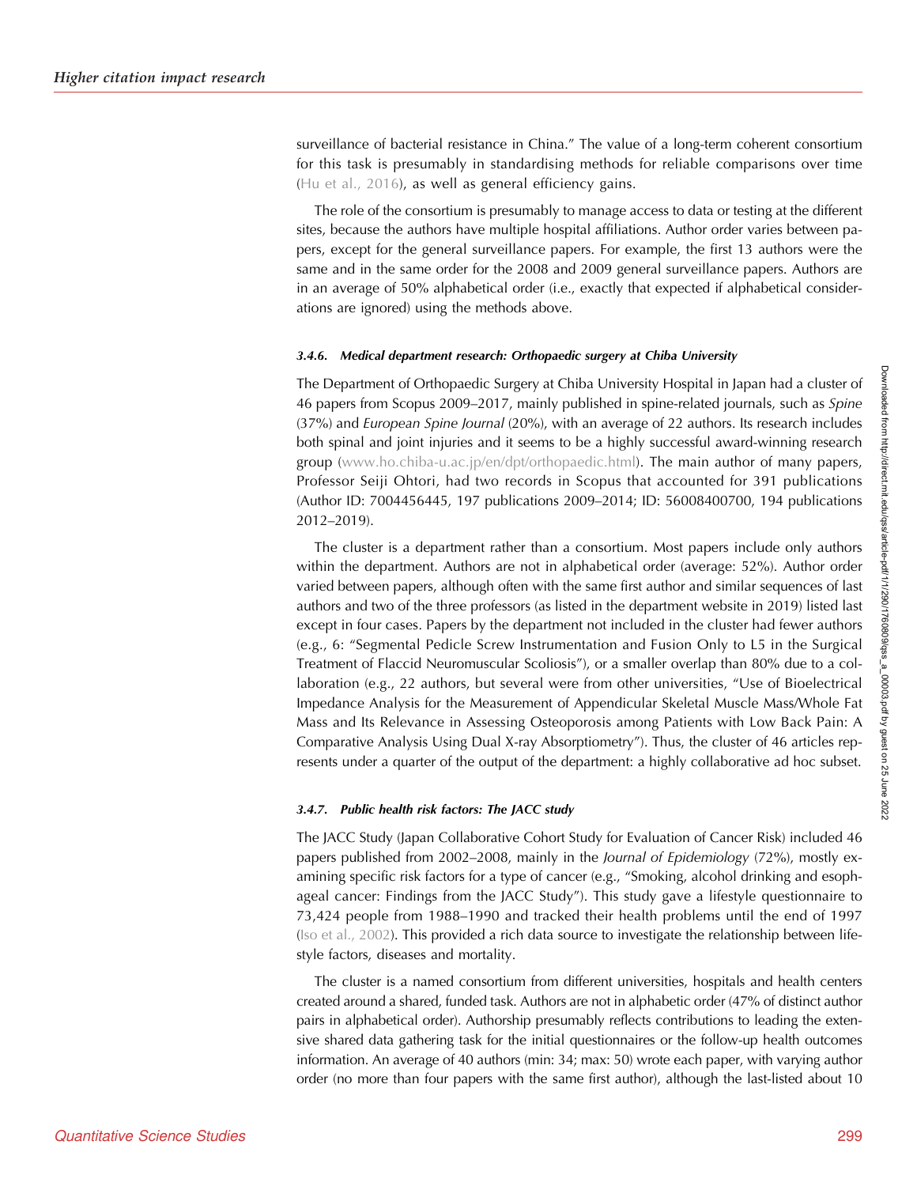surveillance of bacterial resistance in China." The value of a long-term coherent consortium for this task is presumably in standardising methods for reliable comparisons over time (Hu et al., 2016), as well as general efficiency gains.

The role of the consortium is presumably to manage access to data or testing at the different sites, because the authors have multiple hospital affiliations. Author order varies between papers, except for the general surveillance papers. For example, the first 13 authors were the same and in the same order for the 2008 and 2009 general surveillance papers. Authors are in an average of 50% alphabetical order (i.e., exactly that expected if alphabetical considerations are ignored) using the methods above.

#### 3.4.6. Medical department research: Orthopaedic surgery at Chiba University

The Department of Orthopaedic Surgery at Chiba University Hospital in Japan had a cluster of 46 papers from Scopus 2009–2017, mainly published in spine-related journals, such as *Spine* (37%) and *European Spine Journal* (20%), with an average of 22 authors. Its research includes both spinal and joint injuries and it seems to be a highly successful award-winning research group (www.ho.chiba-u.ac.jp/en/dpt/orthopaedic.html). The main author of many papers, Professor Seiji Ohtori, had two records in Scopus that accounted for 391 publications (Author ID: 7004456445, 197 publications 2009–2014; ID: 56008400700, 194 publications 2012–2019).

The cluster is a department rather than a consortium. Most papers include only authors within the department. Authors are not in alphabetical order (average: 52%). Author order varied between papers, although often with the same first author and similar sequences of last authors and two of the three professors (as listed in the department website in 2019) listed last except in four cases. Papers by the department not included in the cluster had fewer authors (e.g., 6: "Segmental Pedicle Screw Instrumentation and Fusion Only to L5 in the Surgical Treatment of Flaccid Neuromuscular Scoliosis"), or a smaller overlap than 80% due to a collaboration (e.g., 22 authors, but several were from other universities, "Use of Bioelectrical Impedance Analysis for the Measurement of Appendicular Skeletal Muscle Mass/Whole Fat Mass and Its Relevance in Assessing Osteoporosis among Patients with Low Back Pain: A Comparative Analysis Using Dual X-ray Absorptiometry"). Thus, the cluster of 46 articles represents under a quarter of the output of the department: a highly collaborative ad hoc subset.

#### 3.4.7. Public health risk factors: The JACC study

The JACC Study (Japan Collaborative Cohort Study for Evaluation of Cancer Risk) included 46 papers published from 2002–2008, mainly in the *Journal of Epidemiology* (72%), mostly examining specific risk factors for a type of cancer (e.g., "Smoking, alcohol drinking and esophageal cancer: Findings from the JACC Study"). This study gave a lifestyle questionnaire to 73,424 people from 1988–1990 and tracked their health problems until the end of 1997 (Iso et al., 2002). This provided a rich data source to investigate the relationship between lifestyle factors, diseases and mortality.

The cluster is a named consortium from different universities, hospitals and health centers created around a shared, funded task. Authors are not in alphabetic order (47% of distinct author pairs in alphabetical order). Authorship presumably reflects contributions to leading the extensive shared data gathering task for the initial questionnaires or the follow-up health outcomes information. An average of 40 authors (min: 34; max: 50) wrote each paper, with varying author order (no more than four papers with the same first author), although the last-listed about 10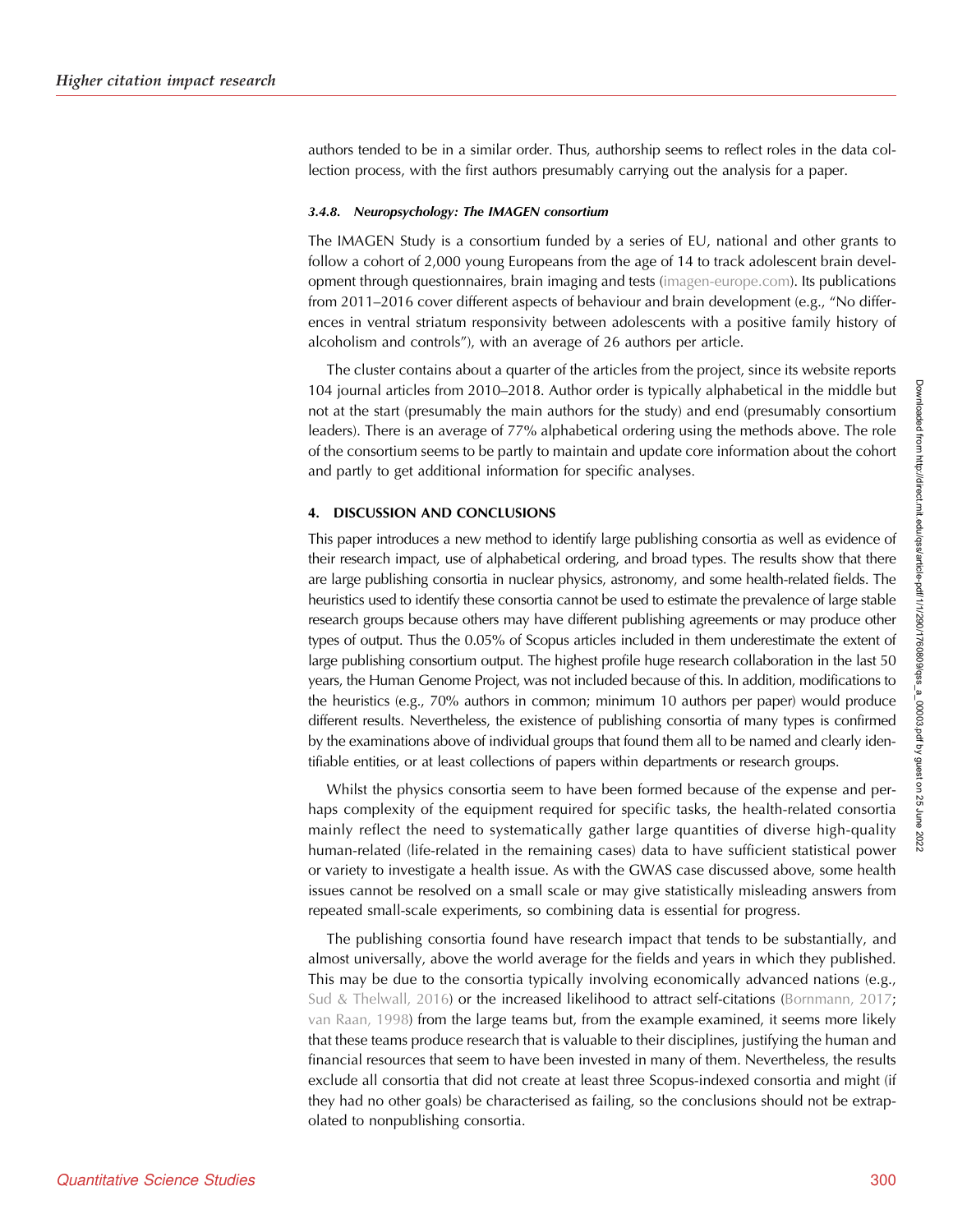authors tended to be in a similar order. Thus, authorship seems to reflect roles in the data collection process, with the first authors presumably carrying out the analysis for a paper.

#### *3.4.8. Neuropsychology: The IMAGEN consortium*

The IMAGEN Study is a consortium funded by a series of EU, national and other grants to follow a cohort of 2,000 young Europeans from the age of 14 to track adolescent brain development through questionnaires, brain imaging and tests (imagen-europe.com). Its publications from 2011–2016 cover different aspects of behaviour and brain development (e.g., "No differences in ventral striatum responsivity between adolescents with a positive family history of alcoholism and controls"), with an average of 26 authors per article.

The cluster contains about a quarter of the articles from the project, since its website reports 104 journal articles from 2010–2018. Author order is typically alphabetical in the middle but not at the start (presumably the main authors for the study) and end (presumably consortium leaders). There is an average of 77% alphabetical ordering using the methods above. The role of the consortium seems to be partly to maintain and update core information about the cohort and partly to get additional information for specific analyses.

## 4. DISCUSSION AND CONCLUSIONS

This paper introduces a new method to identify large publishing consortia as well as evidence of their research impact, use of alphabetical ordering, and broad types. The results show that there are large publishing consortia in nuclear physics, astronomy, and some health-related fields. The heuristics used to identify these consortia cannot be used to estimate the prevalence of large stable research groups because others may have different publishing agreements or may produce other types of output. Thus the 0.05% of Scopus articles included in them underestimate the extent of large publishing consortium output. The highest profile huge research collaboration in the last 50 years, the Human Genome Project, was not included because of this. In addition, modifications to the heuristics (e.g., 70% authors in common; minimum 10 authors per paper) would produce different results. Nevertheless, the existence of publishing consortia of many types is confirmed by the examinations above of individual groups that found them all to be named and clearly identifiable entities, or at least collections of papers within departments or research groups.

Whilst the physics consortia seem to have been formed because of the expense and perhaps complexity of the equipment required for specific tasks, the health-related consortia mainly reflect the need to systematically gather large quantities of diverse high-quality human-related (life-related in the remaining cases) data to have sufficient statistical power or variety to investigate a health issue. As with the GWAS case discussed above, some health issues cannot be resolved on a small scale or may give statistically misleading answers from repeated small-scale experiments, so combining data is essential for progress.

The publishing consortia found have research impact that tends to be substantially, and almost universally, above the world average for the fields and years in which they published. This may be due to the consortia typically involving economically advanced nations (e.g., Sud & Thelwall, 2016) or the increased likelihood to attract self-citations (Bornmann, 2017; van Raan, 1998) from the large teams but, from the example examined, it seems more likely that these teams produce research that is valuable to their disciplines, justifying the human and financial resources that seem to have been invested in many of them. Nevertheless, the results exclude all consortia that did not create at least three Scopus-indexed consortia and might (if they had no other goals) be characterised as failing, so the conclusions should not be extrapolated to nonpublishing consortia.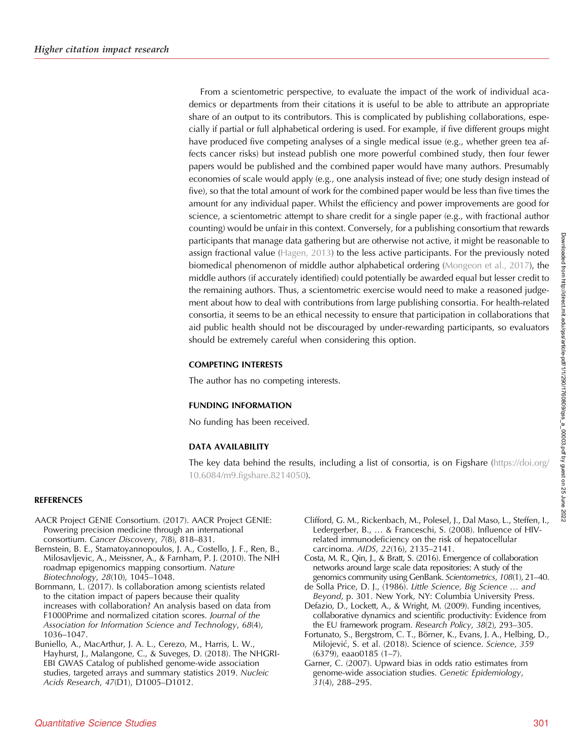From a scientometric perspective, to evaluate the impact of the work of individual academics or departments from their citations it is useful to be able to attribute an appropriate share of an output to its contributors. This is complicated by publishing collaborations, especially if partial or full alphabetical ordering is used. For example, if five different groups might have produced five competing analyses of a single medical issue (e.g., whether green tea affects cancer risks) but instead publish one more powerful combined study, then four fewer papers would be published and the combined paper would have many authors. Presumably economies of scale would apply (e.g., one analysis instead of five; one study design instead of five), so that the total amount of work for the combined paper would be less than five times the amount for any individual paper. Whilst the efficiency and power improvements are good for science, a scientometric attempt to share credit for a single paper (e.g., with fractional author counting) would be unfair in this context. Conversely, for a publishing consortium that rewards participants that manage data gathering but are otherwise not active, it might be reasonable to assign fractional value (Hagen, 2013) to the less active participants. For the previously noted biomedical phenomenon of middle author alphabetical ordering (Mongeon et al., 2017), the middle authors (if accurately identified) could potentially be awarded equal but lesser credit to the remaining authors. Thus, a scientometric exercise would need to make a reasoned judgement about how to deal with contributions from large publishing consortia. For health-related consortia, it seems to be an ethical necessity to ensure that participation in collaborations that aid public health should not be discouraged by under-rewarding participants, so evaluators should be extremely careful when considering this option.

## COMPETING INTERESTS

The author has no competing interests.

## FUNDING INFORMATION

No funding has been received.

## DATA AVAILABILITY

The key data behind the results, including a list of consortia, is on Figshare (https://doi.org/10.6084/m9.figshare.8214050).

## REFERENCES

AACR Project GENIE Consortium. (2017). AACR Project GENIE: Powering precision medicine through an international consortium. *Cancer Discovery*, *7*(8), 818–831.

Bernstein, B. E., Stamatoyannopoulos, J. A., Costello, J. F., Ren, B., Milosavljevic, A., Meissner, A., & Farnham, P. J. (2010). The NIH roadmap epigenomics mapping consortium. *Nature Biotechnology*, *28*(10), 1045–1048.

Bornmann, L. (2017). Is collaboration among scientists related to the citation impact of papers because their quality increases with collaboration? An analysis based on data from F1000Prime and normalized citation scores. *Journal of the Association for Information Science and Technology*, *68*(4), 1036–1047.

Buniello, A., MacArthur, J. A. L., Cerezo, M., Harris, L. W., Hayhurst, J., Malangone, C., & Suveges, D. (2018). The NHGRI-EBI GWAS Catalog of published genome-wide association studies, targeted arrays and summary statistics 2019. *Nucleic Acids Research*, *47*(D1), D1005–D1012.

Clifford, G. M., Rickenbach, M., Polesel, J., Dal Maso, L., Steffen, I., Ledergerber, B., … & Franceschi, S. (2008). Influence of HIV-related immunodeficiency on the risk of hepatocellular carcinoma. *AIDS*, *22*(16), 2135–2141.

Costa, M. R., Qin, J., & Bratt, S. (2016). Emergence of collaboration networks around large scale data repositories: A study of the genomics community using GenBank. *Scientometrics*, *108*(1), 21–40.

de Solla Price, D. J., (1986). *Little Science, Big Science … and Beyond*, p. 301. New York, NY: Columbia University Press.

Defazio, D., Lockett, A., & Wright, M. (2009). Funding incentives, collaborative dynamics and scientific productivity: Evidence from the EU framework program. *Research Policy*, *38*(2), 293–305.

Fortunato, S., Bergstrom, C. T., Börner, K., Evans, J. A., Helbing, D., Milojević, S. et al. (2018). Science of science. *Science*, *359* (6379), eaao0185 (1–7).

Garner, C. (2007). Upward bias in odds ratio estimates from genome-wide association studies. *Genetic Epidemiology*, *31*(4), 288–295.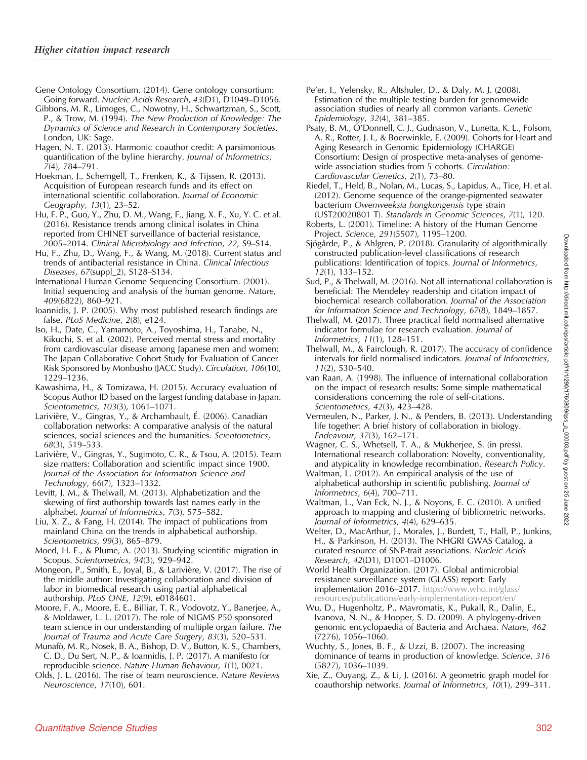Gene Ontology Consortium. (2014). Gene ontology consortium: Going forward. *Nucleic Acids Research*, *43*(D1), D1049–D1056.

Gibbons, M. R., Limoges, C., Nowotny, H., Schwartzman, S., Scott, P., & Trow, M. (1994). *The New Production of Knowledge: The Dynamics of Science and Research in Contemporary Societies*. London, UK: Sage.

Hagen, N. T. (2013). Harmonic coauthor credit: A parsimonious quantification of the byline hierarchy. *Journal of Informetrics*, *7*(4), 784–791.

Hoekman, J., Scherngell, T., Frenken, K., & Tijssen, R. (2013). Acquisition of European research funds and its effect on international scientific collaboration. *Journal of Economic Geography*, *13*(1), 23–52.

Hu, F. P., Guo, Y., Zhu, D. M., Wang, F., Jiang, X. F., Xu, Y. C. et al. (2016). Resistance trends among clinical isolates in China reported from CHINET surveillance of bacterial resistance, 2005–2014. *Clinical Microbiology and Infection*, *22*, S9–S14.

Hu, F., Zhu, D., Wang, F., & Wang, M. (2018). Current status and trends of antibacterial resistance in China. *Clinical Infectious Diseases*, *67*(suppl_2), S128–S134.

International Human Genome Sequencing Consortium. (2001). Initial sequencing and analysis of the human genome. *Nature*, *409*(6822), 860–921.

Ioannidis, J. P. (2005). Why most published research findings are false. *PLoS Medicine*, *2*(8), e124.

Iso, H., Date, C., Yamamoto, A., Toyoshima, H., Tanabe, N., Kikuchi, S. et al. (2002). Perceived mental stress and mortality from cardiovascular disease among Japanese men and women: The Japan Collaborative Cohort Study for Evaluation of Cancer Risk Sponsored by Monbusho (JACC Study). *Circulation*, *106*(10), 1229–1236.

Kawashima, H., & Tomizawa, H. (2015). Accuracy evaluation of Scopus Author ID based on the largest funding database in Japan. *Scientometrics*, *103*(3), 1061–1071.

Larivière, V., Gingras, Y., & Archambault, É. (2006). Canadian collaboration networks: A comparative analysis of the natural sciences, social sciences and the humanities. *Scientometrics*, *68*(3), 519–533.

Larivière, V., Gingras, Y., Sugimoto, C. R., & Tsou, A. (2015). Team size matters: Collaboration and scientific impact since 1900. *Journal of the Association for Information Science and Technology*, *66*(7), 1323–1332.

Levitt, J. M., & Thelwall, M. (2013). Alphabetization and the skewing of first authorship towards last names early in the alphabet. *Journal of Informetrics*, *7*(3), 575–582.

Liu, X. Z., & Fang, H. (2014). The impact of publications from mainland China on the trends in alphabetical authorship. *Scientometrics*, *99*(3), 865–879.

Moed, H. F., & Plume, A. (2013). Studying scientific migration in Scopus. *Scientometrics*, *94*(3), 929–942.

Mongeon, P., Smith, E., Joyal, B., & Larivière, V. (2017). The rise of the middle author: Investigating collaboration and division of labor in biomedical research using partial alphabetical authorship. *PLoS ONE*, *12*(9), e0184601.

Moore, F. A., Moore, E. E., Billiar, T. R., Vodovotz, Y., Banerjee, A., & Moldawer, L. L. (2017). The role of NIGMS P50 sponsored team science in our understanding of multiple organ failure. *The Journal of Trauma and Acute Care Surgery*, *83*(3), 520–531.

Munafò, M. R., Nosek, B. A., Bishop, D. V., Button, K. S., Chambers, C. D., Du Sert, N. P., & Ioannidis, J. P. (2017). A manifesto for reproducible science. *Nature Human Behaviour*, *1*(1), 0021.

Olds, J. L. (2016). The rise of team neuroscience. *Nature Reviews Neuroscience*, *17*(10), 601.

Pe'er, I., Yelensky, R., Altshuler, D., & Daly, M. J. (2008). Estimation of the multiple testing burden for genomewide association studies of nearly all common variants. *Genetic Epidemiology*, *32*(4), 381–385.

Psaty, B. M., O'Donnell, C. J., Gudnason, V., Lunetta, K. L., Folsom, A. R., Rotter, J. I., & Boerwinkle, E. (2009). Cohorts for Heart and Aging Research in Genomic Epidemiology (CHARGE) Consortium: Design of prospective meta-analyses of genome-wide association studies from 5 cohorts. *Circulation: Cardiovascular Genetics*, *2*(1), 73–80.

Riedel, T., Held, B., Nolan, M., Lucas, S., Lapidus, A., Tice, H. et al. (2012). Genome sequence of the orange-pigmented seawater bacterium *Owenweeksia hongkongensis* type strain (UST20020801 T). *Standards in Genomic Sciences*, *7*(1), 120.

Roberts, L. (2001). Timeline: A history of the Human Genome Project. *Science*, *291*(5507), 1195–1200.

Sjögårde, P., & Ahlgren, P. (2018). Granularity of algorithmically constructed publication-level classifications of research publications: Identification of topics. *Journal of Informetrics*, *12*(1), 133–152.

Sud, P., & Thelwall, M. (2016). Not all international collaboration is beneficial: The Mendeley readership and citation impact of biochemical research collaboration. *Journal of the Association for Information Science and Technology*, *67*(8), 1849–1857.

Thelwall, M. (2017). Three practical field normalised alternative indicator formulae for research evaluation. *Journal of Informetrics*, *11*(1), 128–151.

Thelwall, M., & Fairclough, R. (2017). The accuracy of confidence intervals for field normalised indicators. *Journal of Informetrics*, *11*(2), 530–540.

van Raan, A. (1998). The influence of international collaboration on the impact of research results: Some simple mathematical considerations concerning the role of self-citations. *Scientometrics*, *42*(3), 423–428.

Vermeulen, N., Parker, J. N., & Penders, B. (2013). Understanding life together: A brief history of collaboration in biology. *Endeavour*, *37*(3), 162–171.

Wagner, C. S., Whetsell, T. A., & Mukherjee, S. (in press). International research collaboration: Novelty, conventionality, and atypicality in knowledge recombination. *Research Policy*.

Waltman, L. (2012). An empirical analysis of the use of alphabetical authorship in scientific publishing. *Journal of Informetrics*, *6*(4), 700–711.

Waltman, L., Van Eck, N. J., & Noyons, E. C. (2010). A unified approach to mapping and clustering of bibliometric networks. *Journal of Informetrics*, *4*(4), 629–635.

Welter, D., MacArthur, J., Morales, J., Burdett, T., Hall, P., Junkins, H., & Parkinson, H. (2013). The NHGRI GWAS Catalog, a curated resource of SNP-trait associations. *Nucleic Acids Research*, *42*(D1), D1001–D1006.

World Health Organization. (2017). Global antimicrobial resistance surveillance system (GLASS) report: Early implementation 2016–2017. https://www.who.int/glass/resources/publications/early-implementation-report/en/

Wu, D., Hugenholtz, P., Mavromatis, K., Pukall, R., Dalin, E., Ivanova, N. N., & Hooper, S. D. (2009). A phylogeny-driven genomic encyclopaedia of Bacteria and Archaea. *Nature*, *462*(7276), 1056–1060.

Wuchty, S., Jones, B. F., & Uzzi, B. (2007). The increasing dominance of teams in production of knowledge. *Science*, *316*(5827), 1036–1039.

Xie, Z., Ouyang, Z., & Li, J. (2016). A geometric graph model for coauthorship networks. *Journal of Informetrics*, *10*(1), 299–311.